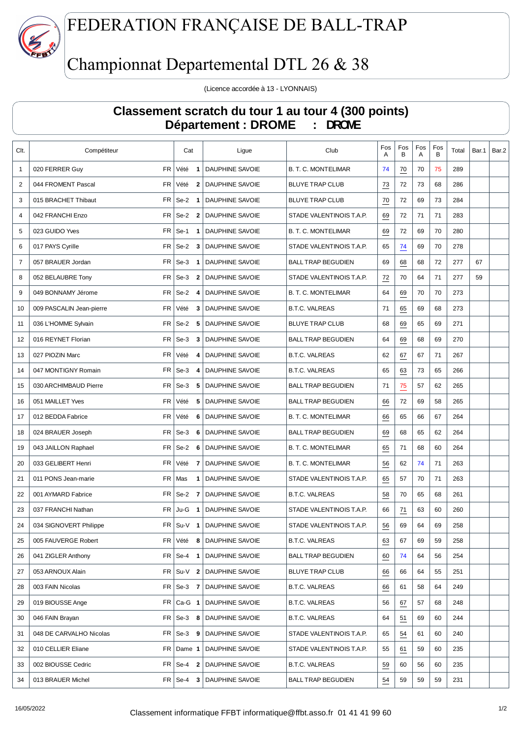# FEDERATION FRANÇAISE DE BALL-TRAP

# Championnat Departemental DTL 26 & 38

(Licence accordée à 13 - LYONNAIS)

## Classement scratch du tour 1 au tour 4 (300 points)
## Département : DROME : DROME

| Clt. | Compétiteur | | Cat | | Ligue | Club | Fos A | Fos B | Fos A | Fos B | Total | Bar.1 | Bar.2 |
|---|---|---|---|---|---|---|---|---|---|---|---|---|---|
| 1 | 020 FERRER Guy | FR | Vété | 1 | DAUPHINE SAVOIE | B. T. C. MONTELIMAR | 74 | 70 | 70 | 75 | 289 | | |
| 2 | 044 FROMENT Pascal | FR | Vété | 2 | DAUPHINE SAVOIE | BLUYE TRAP CLUB | 73 | 72 | 73 | 68 | 286 | | |
| 3 | 015 BRACHET Thibaut | FR | Se-2 | 1 | DAUPHINE SAVOIE | BLUYE TRAP CLUB | 70 | 72 | 69 | 73 | 284 | | |
| 4 | 042 FRANCHI Enzo | FR | Se-2 | 2 | DAUPHINE SAVOIE | STADE VALENTINOIS T.A.P. | 69 | 72 | 71 | 71 | 283 | | |
| 5 | 023 GUIDO Yves | FR | Se-1 | 1 | DAUPHINE SAVOIE | B. T. C. MONTELIMAR | 69 | 72 | 69 | 70 | 280 | | |
| 6 | 017 PAYS Cyrille | FR | Se-2 | 3 | DAUPHINE SAVOIE | STADE VALENTINOIS T.A.P. | 65 | 74 | 69 | 70 | 278 | | |
| 7 | 057 BRAUER Jordan | FR | Se-3 | 1 | DAUPHINE SAVOIE | BALL TRAP BEGUDIEN | 69 | 68 | 68 | 72 | 277 | 67 | |
| 8 | 052 BELAUBRE Tony | FR | Se-3 | 2 | DAUPHINE SAVOIE | STADE VALENTINOIS T.A.P. | 72 | 70 | 64 | 71 | 277 | 59 | |
| 9 | 049 BONNAMY Jérome | FR | Se-2 | 4 | DAUPHINE SAVOIE | B. T. C. MONTELIMAR | 64 | 69 | 70 | 70 | 273 | | |
| 10 | 009 PASCALIN Jean-pierre | FR | Vété | 3 | DAUPHINE SAVOIE | B.T.C. VALREAS | 71 | 65 | 69 | 68 | 273 | | |
| 11 | 036 L'HOMME Sylvain | FR | Se-2 | 5 | DAUPHINE SAVOIE | BLUYE TRAP CLUB | 68 | 69 | 65 | 69 | 271 | | |
| 12 | 016 REYNET Florian | FR | Se-3 | 3 | DAUPHINE SAVOIE | BALL TRAP BEGUDIEN | 64 | 69 | 68 | 69 | 270 | | |
| 13 | 027 PIOZIN Marc | FR | Vété | 4 | DAUPHINE SAVOIE | B.T.C. VALREAS | 62 | 67 | 67 | 71 | 267 | | |
| 14 | 047 MONTIGNY Romain | FR | Se-3 | 4 | DAUPHINE SAVOIE | B.T.C. VALREAS | 65 | 63 | 73 | 65 | 266 | | |
| 15 | 030 ARCHIMBAUD Pierre | FR | Se-3 | 5 | DAUPHINE SAVOIE | BALL TRAP BEGUDIEN | 71 | 75 | 57 | 62 | 265 | | |
| 16 | 051 MAILLET Yves | FR | Vété | 5 | DAUPHINE SAVOIE | BALL TRAP BEGUDIEN | 66 | 72 | 69 | 58 | 265 | | |
| 17 | 012 BEDDA Fabrice | FR | Vété | 6 | DAUPHINE SAVOIE | B. T. C. MONTELIMAR | 66 | 65 | 66 | 67 | 264 | | |
| 18 | 024 BRAUER Joseph | FR | Se-3 | 6 | DAUPHINE SAVOIE | BALL TRAP BEGUDIEN | 69 | 68 | 65 | 62 | 264 | | |
| 19 | 043 JAILLON Raphael | FR | Se-2 | 6 | DAUPHINE SAVOIE | B. T. C. MONTELIMAR | 65 | 71 | 68 | 60 | 264 | | |
| 20 | 033 GELIBERT Henri | FR | Vété | 7 | DAUPHINE SAVOIE | B. T. C. MONTELIMAR | 56 | 62 | 74 | 71 | 263 | | |
| 21 | 011 PONS Jean-marie | FR | Mas | 1 | DAUPHINE SAVOIE | STADE VALENTINOIS T.A.P. | 65 | 57 | 70 | 71 | 263 | | |
| 22 | 001 AYMARD Fabrice | FR | Se-2 | 7 | DAUPHINE SAVOIE | B.T.C. VALREAS | 58 | 70 | 65 | 68 | 261 | | |
| 23 | 037 FRANCHI Nathan | FR | Ju-G | 1 | DAUPHINE SAVOIE | STADE VALENTINOIS T.A.P. | 66 | 71 | 63 | 60 | 260 | | |
| 24 | 034 SIGNOVERT Philippe | FR | Su-V | 1 | DAUPHINE SAVOIE | STADE VALENTINOIS T.A.P. | 56 | 69 | 64 | 69 | 258 | | |
| 25 | 005 FAUVERGE Robert | FR | Vété | 8 | DAUPHINE SAVOIE | B.T.C. VALREAS | 63 | 67 | 69 | 59 | 258 | | |
| 26 | 041 ZIGLER Anthony | FR | Se-4 | 1 | DAUPHINE SAVOIE | BALL TRAP BEGUDIEN | 60 | 74 | 64 | 56 | 254 | | |
| 27 | 053 ARNOUX Alain | FR | Su-V | 2 | DAUPHINE SAVOIE | BLUYE TRAP CLUB | 66 | 66 | 64 | 55 | 251 | | |
| 28 | 003 FAIN Nicolas | FR | Se-3 | 7 | DAUPHINE SAVOIE | B.T.C. VALREAS | 66 | 61 | 58 | 64 | 249 | | |
| 29 | 019 BIOUSSE Ange | FR | Ca-G | 1 | DAUPHINE SAVOIE | B.T.C. VALREAS | 56 | 67 | 57 | 68 | 248 | | |
| 30 | 046 FAIN Brayan | FR | Se-3 | 8 | DAUPHINE SAVOIE | B.T.C. VALREAS | 64 | 51 | 69 | 60 | 244 | | |
| 31 | 048 DE CARVALHO Nicolas | FR | Se-3 | 9 | DAUPHINE SAVOIE | STADE VALENTINOIS T.A.P. | 65 | 54 | 61 | 60 | 240 | | |
| 32 | 010 CELLIER Eliane | FR | Dame | 1 | DAUPHINE SAVOIE | STADE VALENTINOIS T.A.P. | 55 | 61 | 59 | 60 | 235 | | |
| 33 | 002 BIOUSSE Cedric | FR | Se-4 | 2 | DAUPHINE SAVOIE | B.T.C. VALREAS | 59 | 60 | 56 | 60 | 235 | | |
| 34 | 013 BRAUER Michel | FR | Se-4 | 3 | DAUPHINE SAVOIE | BALL TRAP BEGUDIEN | 54 | 59 | 59 | 59 | 231 | | |

16/05/2022 Classement informatique FFBT informatique@ffbt.asso.fr 01 41 41 99 60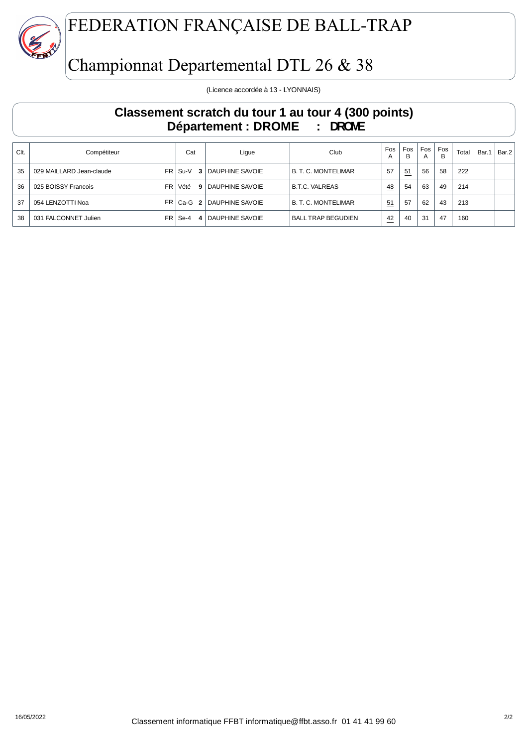# FEDERATION FRANÇAISE DE BALL-TRAP

# Championnat Departemental DTL 26 & 38

(Licence accordée à 13 - LYONNAIS)

## Classement scratch du tour 1 au tour 4 (300 points)
## Département : DROME : DROME

| Clt. | Compétiteur | | Cat | | Ligue | Club | Fos A | Fos B | Fos A | Fos B | Total | Bar.1 | Bar.2 |
|---|---|---|---|---|---|---|---|---|---|---|---|---|---|
| 35 | 029 MAILLARD Jean-claude | FR | Su-V | 3 | DAUPHINE SAVOIE | B. T. C. MONTELIMAR | 57 | 51 | 56 | 58 | 222 | | |
| 36 | 025 BOISSY Francois | FR | Vété | 9 | DAUPHINE SAVOIE | B.T.C. VALREAS | 48 | 54 | 63 | 49 | 214 | | |
| 37 | 054 LENZOTTI Noa | FR | Ca-G | 2 | DAUPHINE SAVOIE | B. T. C. MONTELIMAR | 51 | 57 | 62 | 43 | 213 | | |
| 38 | 031 FALCONNET Julien | FR | Se-4 | 4 | DAUPHINE SAVOIE | BALL TRAP BEGUDIEN | 42 | 40 | 31 | 47 | 160 | | |

16/05/2022 Classement informatique FFBT informatique@ffbt.asso.fr 01 41 41 99 60